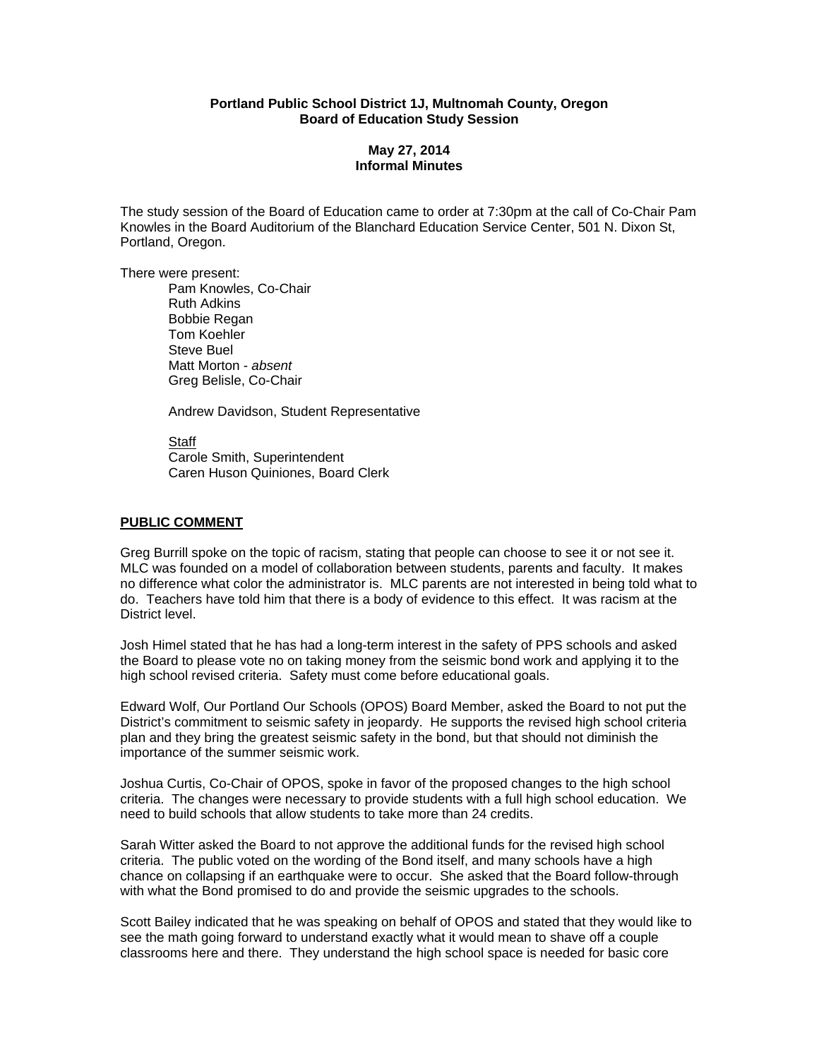**Portland Public School District 1J, Multnomah County, Oregon**
**Board of Education Study Session**

**May 27, 2014**
**Informal Minutes**

The study session of the Board of Education came to order at 7:30pm at the call of Co-Chair Pam Knowles in the Board Auditorium of the Blanchard Education Service Center, 501 N. Dixon St, Portland, Oregon.

There were present:

Pam Knowles, Co-Chair
Ruth Adkins
Bobbie Regan
Tom Koehler
Steve Buel
Matt Morton - *absent*
Greg Belisle, Co-Chair

Andrew Davidson, Student Representative

Staff
Carole Smith, Superintendent
Caren Huson Quiniones, Board Clerk

**PUBLIC COMMENT**

Greg Burrill spoke on the topic of racism, stating that people can choose to see it or not see it. MLC was founded on a model of collaboration between students, parents and faculty. It makes no difference what color the administrator is. MLC parents are not interested in being told what to do. Teachers have told him that there is a body of evidence to this effect. It was racism at the District level.

Josh Himel stated that he has had a long-term interest in the safety of PPS schools and asked the Board to please vote no on taking money from the seismic bond work and applying it to the high school revised criteria. Safety must come before educational goals.

Edward Wolf, Our Portland Our Schools (OPOS) Board Member, asked the Board to not put the District's commitment to seismic safety in jeopardy. He supports the revised high school criteria plan and they bring the greatest seismic safety in the bond, but that should not diminish the importance of the summer seismic work.

Joshua Curtis, Co-Chair of OPOS, spoke in favor of the proposed changes to the high school criteria. The changes were necessary to provide students with a full high school education. We need to build schools that allow students to take more than 24 credits.

Sarah Witter asked the Board to not approve the additional funds for the revised high school criteria. The public voted on the wording of the Bond itself, and many schools have a high chance on collapsing if an earthquake were to occur. She asked that the Board follow-through with what the Bond promised to do and provide the seismic upgrades to the schools.

Scott Bailey indicated that he was speaking on behalf of OPOS and stated that they would like to see the math going forward to understand exactly what it would mean to shave off a couple classrooms here and there. They understand the high school space is needed for basic core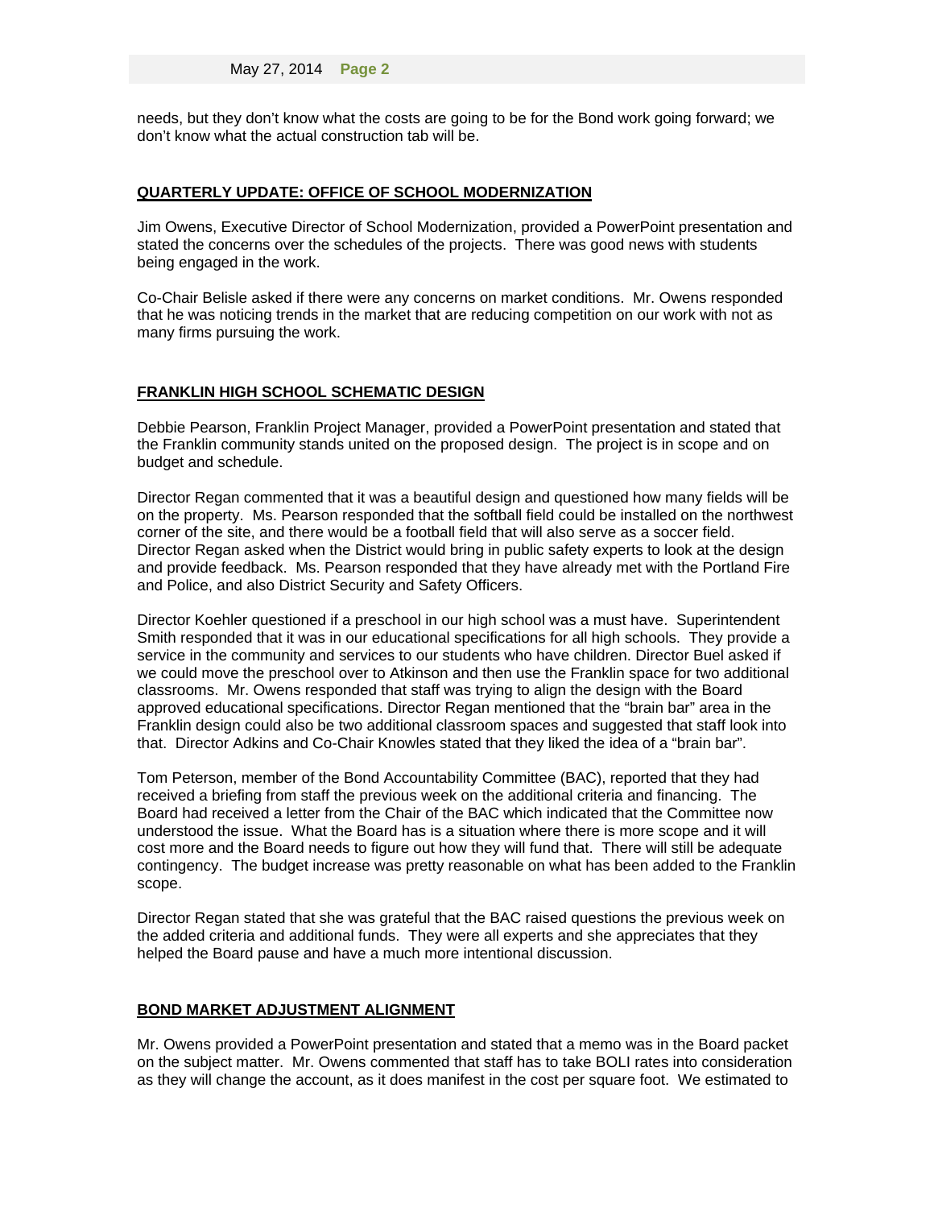needs, but they don't know what the costs are going to be for the Bond work going forward; we don't know what the actual construction tab will be.

## QUARTERLY UPDATE: OFFICE OF SCHOOL MODERNIZATION

Jim Owens, Executive Director of School Modernization, provided a PowerPoint presentation and stated the concerns over the schedules of the projects. There was good news with students being engaged in the work.

Co-Chair Belisle asked if there were any concerns on market conditions. Mr. Owens responded that he was noticing trends in the market that are reducing competition on our work with not as many firms pursuing the work.

## FRANKLIN HIGH SCHOOL SCHEMATIC DESIGN

Debbie Pearson, Franklin Project Manager, provided a PowerPoint presentation and stated that the Franklin community stands united on the proposed design. The project is in scope and on budget and schedule.

Director Regan commented that it was a beautiful design and questioned how many fields will be on the property. Ms. Pearson responded that the softball field could be installed on the northwest corner of the site, and there would be a football field that will also serve as a soccer field. Director Regan asked when the District would bring in public safety experts to look at the design and provide feedback. Ms. Pearson responded that they have already met with the Portland Fire and Police, and also District Security and Safety Officers.

Director Koehler questioned if a preschool in our high school was a must have. Superintendent Smith responded that it was in our educational specifications for all high schools. They provide a service in the community and services to our students who have children. Director Buel asked if we could move the preschool over to Atkinson and then use the Franklin space for two additional classrooms. Mr. Owens responded that staff was trying to align the design with the Board approved educational specifications. Director Regan mentioned that the "brain bar" area in the Franklin design could also be two additional classroom spaces and suggested that staff look into that. Director Adkins and Co-Chair Knowles stated that they liked the idea of a "brain bar".

Tom Peterson, member of the Bond Accountability Committee (BAC), reported that they had received a briefing from staff the previous week on the additional criteria and financing. The Board had received a letter from the Chair of the BAC which indicated that the Committee now understood the issue. What the Board has is a situation where there is more scope and it will cost more and the Board needs to figure out how they will fund that. There will still be adequate contingency. The budget increase was pretty reasonable on what has been added to the Franklin scope.

Director Regan stated that she was grateful that the BAC raised questions the previous week on the added criteria and additional funds. They were all experts and she appreciates that they helped the Board pause and have a much more intentional discussion.

## BOND MARKET ADJUSTMENT ALIGNMENT

Mr. Owens provided a PowerPoint presentation and stated that a memo was in the Board packet on the subject matter. Mr. Owens commented that staff has to take BOLI rates into consideration as they will change the account, as it does manifest in the cost per square foot. We estimated to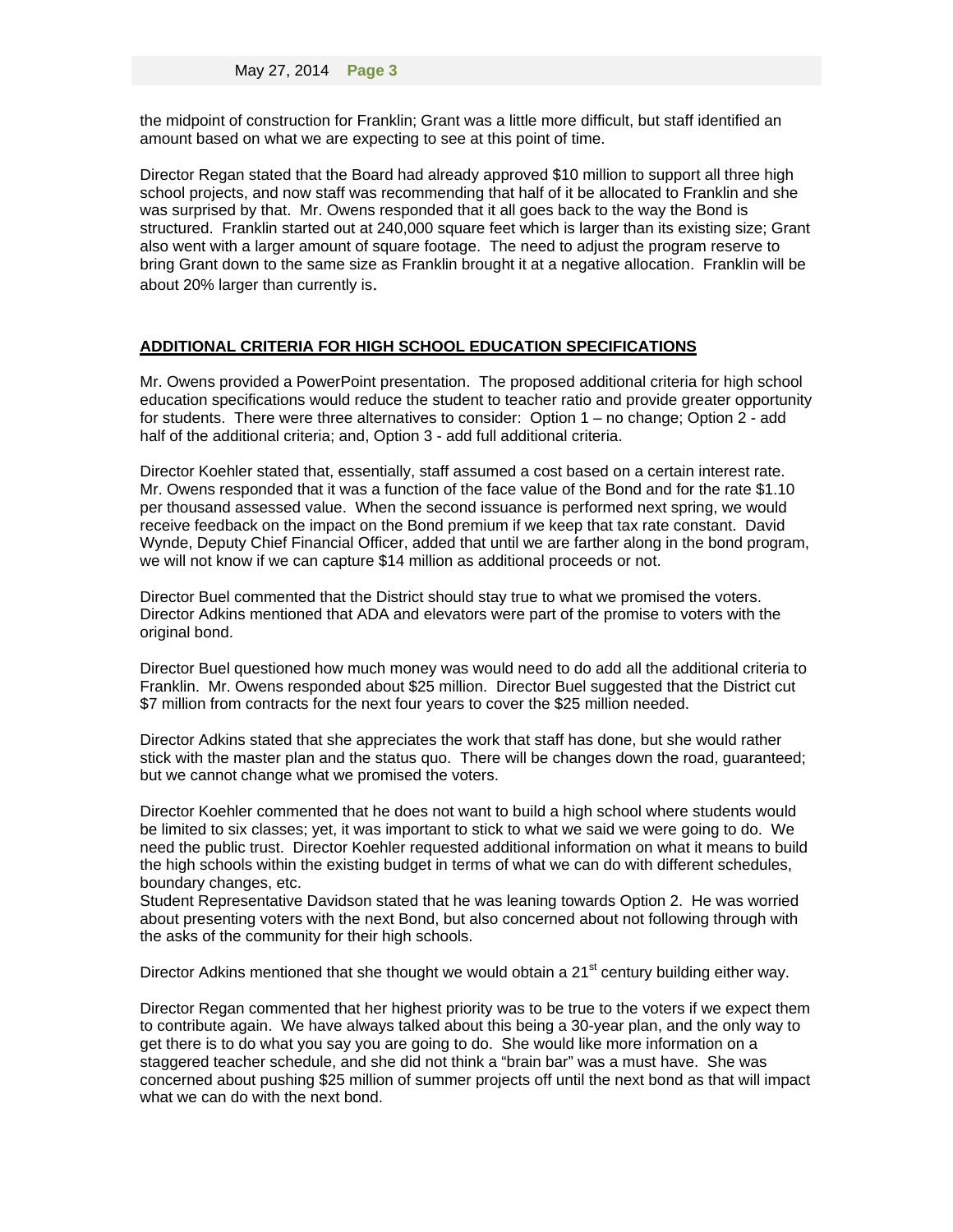the midpoint of construction for Franklin; Grant was a little more difficult, but staff identified an amount based on what we are expecting to see at this point of time.

Director Regan stated that the Board had already approved $10 million to support all three high school projects, and now staff was recommending that half of it be allocated to Franklin and she was surprised by that. Mr. Owens responded that it all goes back to the way the Bond is structured. Franklin started out at 240,000 square feet which is larger than its existing size; Grant also went with a larger amount of square footage. The need to adjust the program reserve to bring Grant down to the same size as Franklin brought it at a negative allocation. Franklin will be about 20% larger than currently is.

**ADDITIONAL CRITERIA FOR HIGH SCHOOL EDUCATION SPECIFICATIONS**

Mr. Owens provided a PowerPoint presentation. The proposed additional criteria for high school education specifications would reduce the student to teacher ratio and provide greater opportunity for students. There were three alternatives to consider: Option 1 – no change; Option 2 - add half of the additional criteria; and, Option 3 - add full additional criteria.

Director Koehler stated that, essentially, staff assumed a cost based on a certain interest rate. Mr. Owens responded that it was a function of the face value of the Bond and for the rate $1.10 per thousand assessed value. When the second issuance is performed next spring, we would receive feedback on the impact on the Bond premium if we keep that tax rate constant. David Wynde, Deputy Chief Financial Officer, added that until we are farther along in the bond program, we will not know if we can capture $14 million as additional proceeds or not.

Director Buel commented that the District should stay true to what we promised the voters. Director Adkins mentioned that ADA and elevators were part of the promise to voters with the original bond.

Director Buel questioned how much money was would need to do add all the additional criteria to Franklin. Mr. Owens responded about $25 million. Director Buel suggested that the District cut $7 million from contracts for the next four years to cover the $25 million needed.

Director Adkins stated that she appreciates the work that staff has done, but she would rather stick with the master plan and the status quo. There will be changes down the road, guaranteed; but we cannot change what we promised the voters.

Director Koehler commented that he does not want to build a high school where students would be limited to six classes; yet, it was important to stick to what we said we were going to do. We need the public trust. Director Koehler requested additional information on what it means to build the high schools within the existing budget in terms of what we can do with different schedules, boundary changes, etc.

Student Representative Davidson stated that he was leaning towards Option 2. He was worried about presenting voters with the next Bond, but also concerned about not following through with the asks of the community for their high schools.

Director Adkins mentioned that she thought we would obtain a 21st century building either way.

Director Regan commented that her highest priority was to be true to the voters if we expect them to contribute again. We have always talked about this being a 30-year plan, and the only way to get there is to do what you say you are going to do. She would like more information on a staggered teacher schedule, and she did not think a "brain bar" was a must have. She was concerned about pushing $25 million of summer projects off until the next bond as that will impact what we can do with the next bond.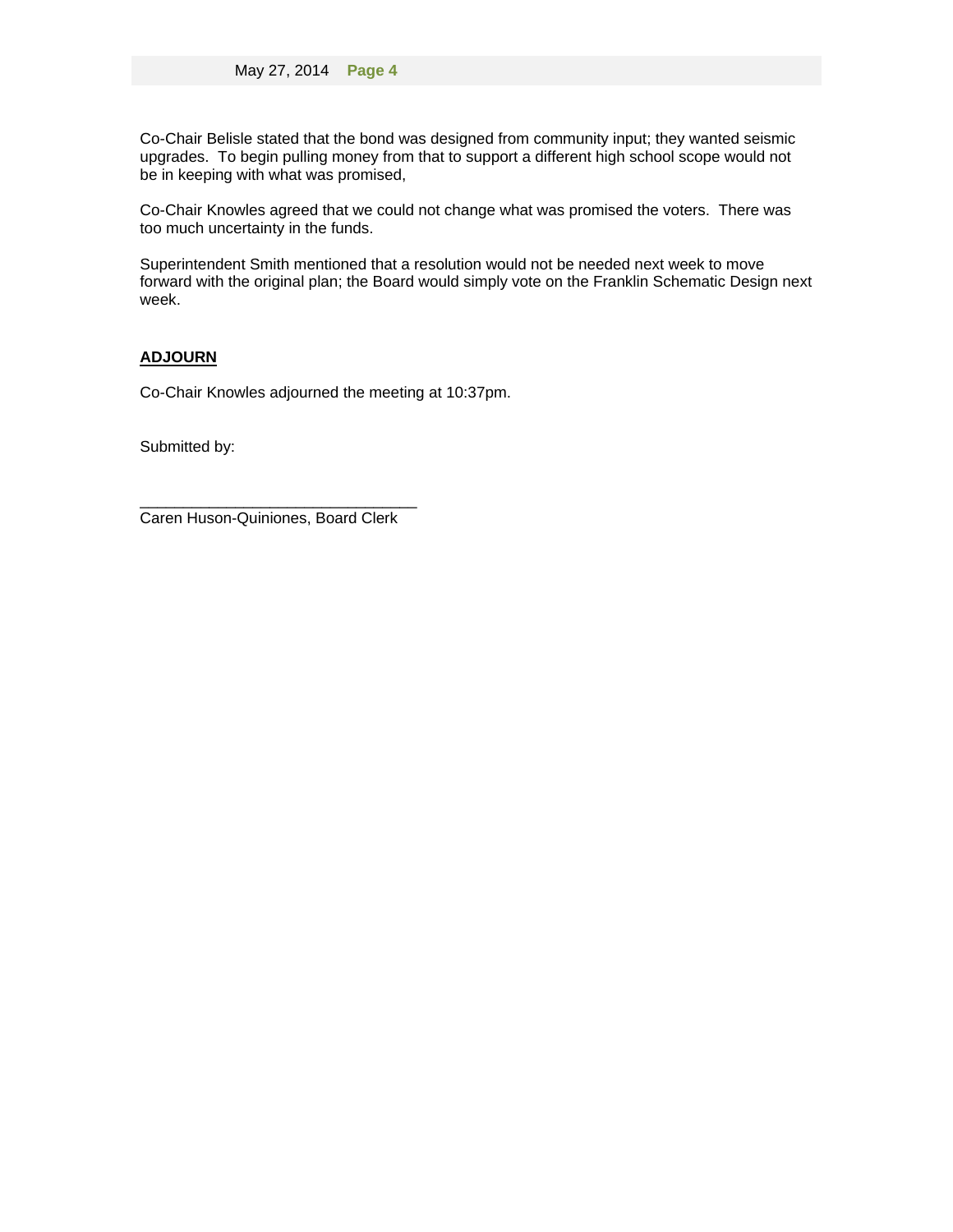Co-Chair Belisle stated that the bond was designed from community input; they wanted seismic upgrades. To begin pulling money from that to support a different high school scope would not be in keeping with what was promised,

Co-Chair Knowles agreed that we could not change what was promised the voters. There was too much uncertainty in the funds.

Superintendent Smith mentioned that a resolution would not be needed next week to move forward with the original plan; the Board would simply vote on the Franklin Schematic Design next week.

## ADJOURN

Co-Chair Knowles adjourned the meeting at 10:37pm.

Submitted by:

\_\_\_\_\_\_\_\_\_\_\_\_\_\_\_\_\_\_\_\_\_\_\_\_\_\_\_\_\_\_\_\_

Caren Huson-Quiniones, Board Clerk